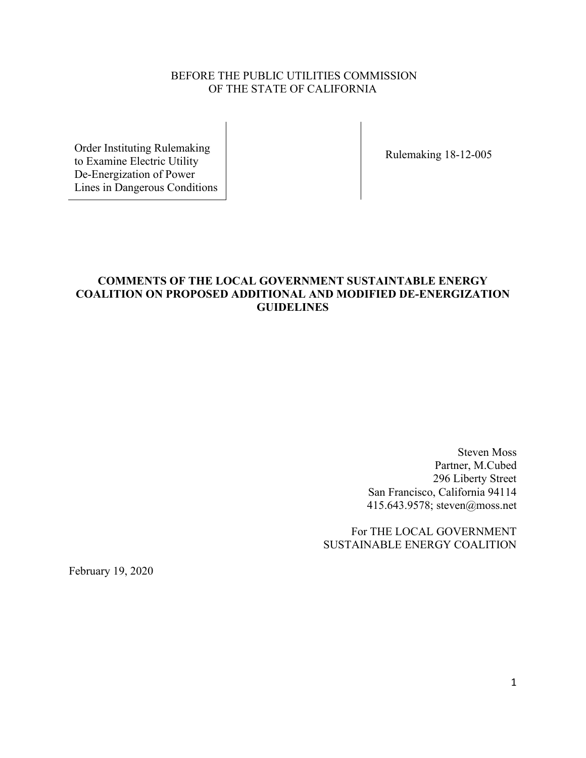BEFORE THE PUBLIC UTILITIES COMMISSION
OF THE STATE OF CALIFORNIA

| Order Instituting Rulemaking to Examine Electric Utility De-Energization of Power Lines in Dangerous Conditions | Rulemaking 18-12-005 |
| --- | --- |

**COMMENTS OF THE LOCAL GOVERNMENT SUSTAINTABLE ENERGY COALITION ON PROPOSED ADDITIONAL AND MODIFIED DE-ENERGIZATION GUIDELINES**

Steven Moss
Partner, M.Cubed
296 Liberty Street
San Francisco, California 94114
415.643.9578; steven@moss.net

For THE LOCAL GOVERNMENT
SUSTAINABLE ENERGY COALITION

February 19, 2020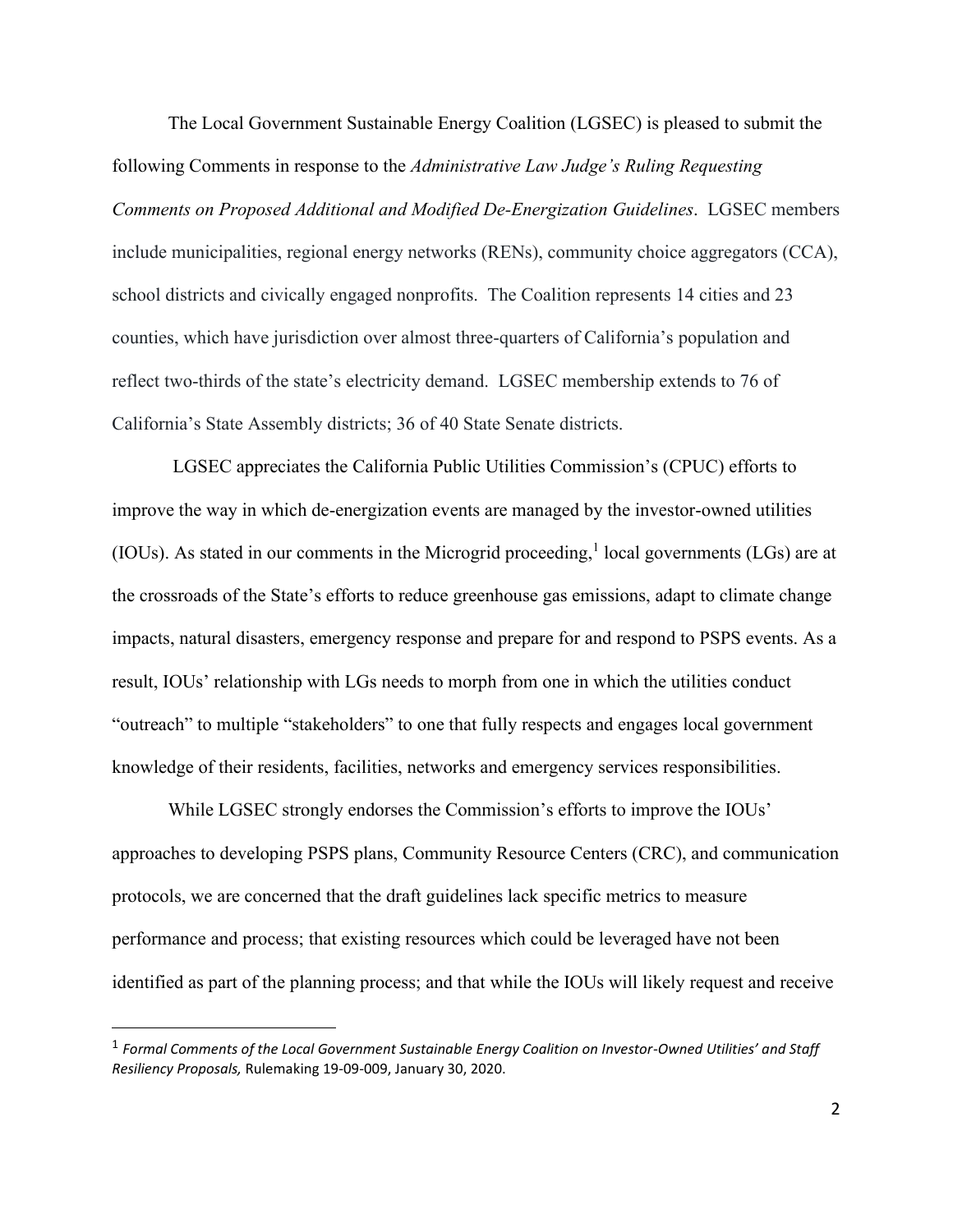The Local Government Sustainable Energy Coalition (LGSEC) is pleased to submit the following Comments in response to the *Administrative Law Judge's Ruling Requesting Comments on Proposed Additional and Modified De-Energization Guidelines*. LGSEC members include municipalities, regional energy networks (RENs), community choice aggregators (CCA), school districts and civically engaged nonprofits. The Coalition represents 14 cities and 23 counties, which have jurisdiction over almost three-quarters of California's population and reflect two-thirds of the state's electricity demand. LGSEC membership extends to 76 of California's State Assembly districts; 36 of 40 State Senate districts.

LGSEC appreciates the California Public Utilities Commission's (CPUC) efforts to improve the way in which de-energization events are managed by the investor-owned utilities (IOUs). As stated in our comments in the Microgrid proceeding,[1] local governments (LGs) are at the crossroads of the State's efforts to reduce greenhouse gas emissions, adapt to climate change impacts, natural disasters, emergency response and prepare for and respond to PSPS events. As a result, IOUs' relationship with LGs needs to morph from one in which the utilities conduct "outreach" to multiple "stakeholders" to one that fully respects and engages local government knowledge of their residents, facilities, networks and emergency services responsibilities.

While LGSEC strongly endorses the Commission's efforts to improve the IOUs' approaches to developing PSPS plans, Community Resource Centers (CRC), and communication protocols, we are concerned that the draft guidelines lack specific metrics to measure performance and process; that existing resources which could be leveraged have not been identified as part of the planning process; and that while the IOUs will likely request and receive

[1] *Formal Comments of the Local Government Sustainable Energy Coalition on Investor-Owned Utilities' and Staff Resiliency Proposals,* Rulemaking 19-09-009, January 30, 2020.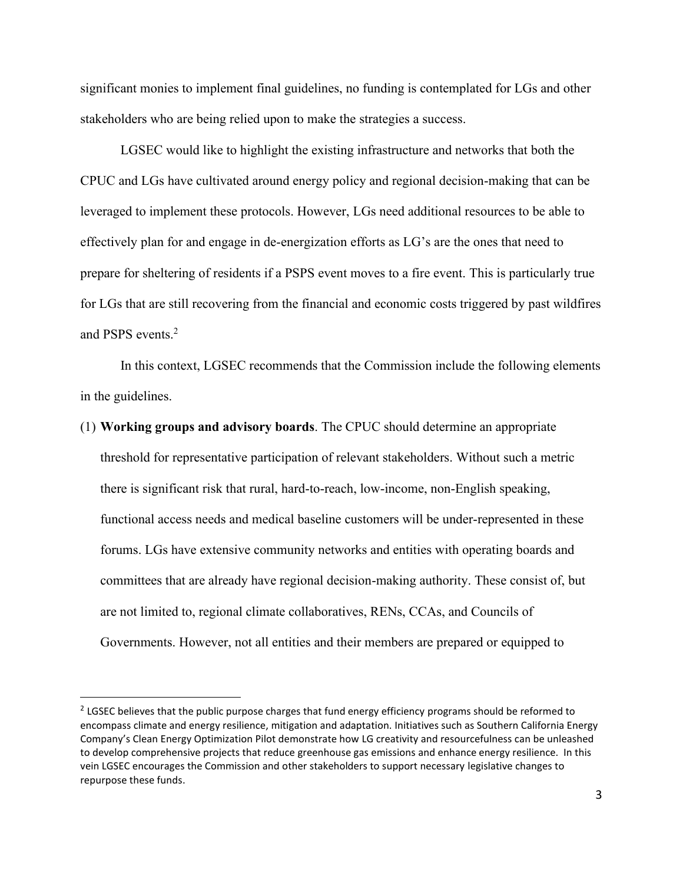significant monies to implement final guidelines, no funding is contemplated for LGs and other stakeholders who are being relied upon to make the strategies a success.

LGSEC would like to highlight the existing infrastructure and networks that both the CPUC and LGs have cultivated around energy policy and regional decision-making that can be leveraged to implement these protocols. However, LGs need additional resources to be able to effectively plan for and engage in de-energization efforts as LG's are the ones that need to prepare for sheltering of residents if a PSPS event moves to a fire event. This is particularly true for LGs that are still recovering from the financial and economic costs triggered by past wildfires and PSPS events.[2]

In this context, LGSEC recommends that the Commission include the following elements in the guidelines.

(1) **Working groups and advisory boards**. The CPUC should determine an appropriate threshold for representative participation of relevant stakeholders. Without such a metric there is significant risk that rural, hard-to-reach, low-income, non-English speaking, functional access needs and medical baseline customers will be under-represented in these forums. LGs have extensive community networks and entities with operating boards and committees that are already have regional decision-making authority. These consist of, but are not limited to, regional climate collaboratives, RENs, CCAs, and Councils of Governments. However, not all entities and their members are prepared or equipped to

[2] LGSEC believes that the public purpose charges that fund energy efficiency programs should be reformed to encompass climate and energy resilience, mitigation and adaptation. Initiatives such as Southern California Energy Company's Clean Energy Optimization Pilot demonstrate how LG creativity and resourcefulness can be unleashed to develop comprehensive projects that reduce greenhouse gas emissions and enhance energy resilience. In this vein LGSEC encourages the Commission and other stakeholders to support necessary legislative changes to repurpose these funds.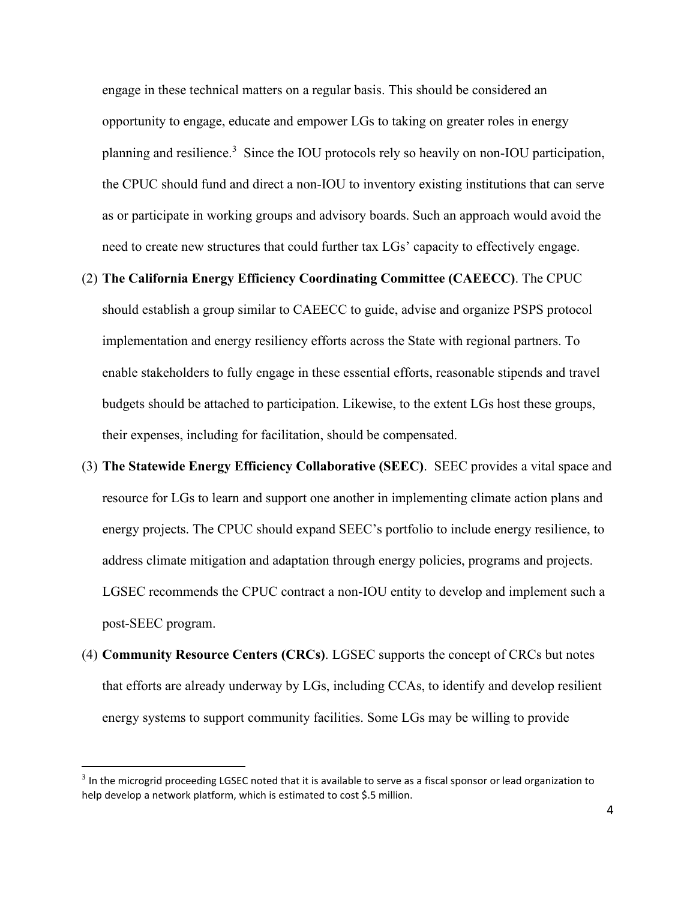engage in these technical matters on a regular basis. This should be considered an opportunity to engage, educate and empower LGs to taking on greater roles in energy planning and resilience.[3] Since the IOU protocols rely so heavily on non-IOU participation, the CPUC should fund and direct a non-IOU to inventory existing institutions that can serve as or participate in working groups and advisory boards. Such an approach would avoid the need to create new structures that could further tax LGs' capacity to effectively engage.

(2) **The California Energy Efficiency Coordinating Committee (CAEECC)**. The CPUC should establish a group similar to CAEECC to guide, advise and organize PSPS protocol implementation and energy resiliency efforts across the State with regional partners. To enable stakeholders to fully engage in these essential efforts, reasonable stipends and travel budgets should be attached to participation. Likewise, to the extent LGs host these groups, their expenses, including for facilitation, should be compensated.

(3) **The Statewide Energy Efficiency Collaborative (SEEC)**. SEEC provides a vital space and resource for LGs to learn and support one another in implementing climate action plans and energy projects. The CPUC should expand SEEC's portfolio to include energy resilience, to address climate mitigation and adaptation through energy policies, programs and projects. LGSEC recommends the CPUC contract a non-IOU entity to develop and implement such a post-SEEC program.

(4) **Community Resource Centers (CRCs)**. LGSEC supports the concept of CRCs but notes that efforts are already underway by LGs, including CCAs, to identify and develop resilient energy systems to support community facilities. Some LGs may be willing to provide

[3] In the microgrid proceeding LGSEC noted that it is available to serve as a fiscal sponsor or lead organization to help develop a network platform, which is estimated to cost $.5 million.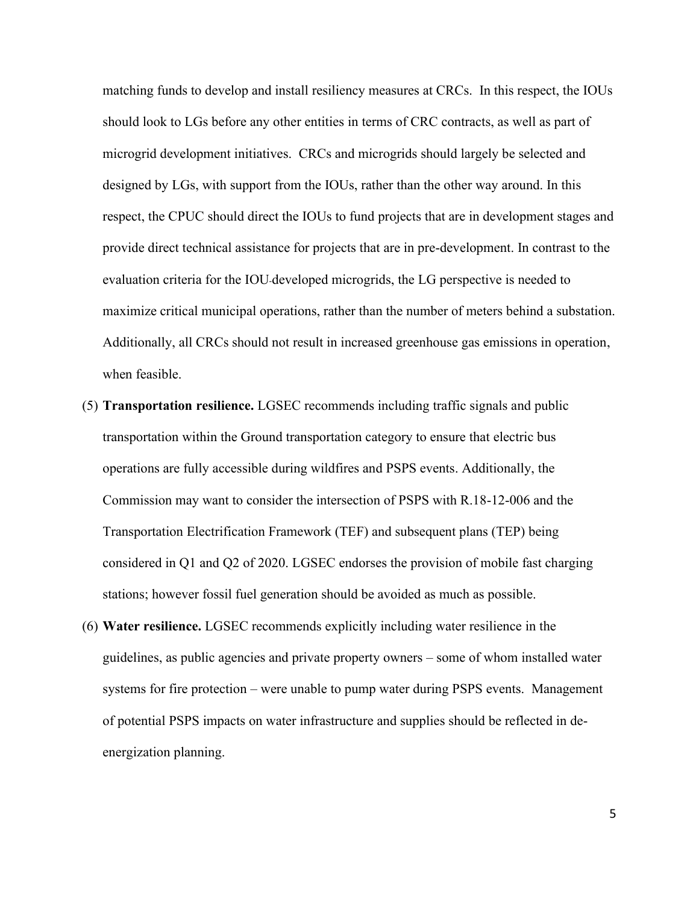matching funds to develop and install resiliency measures at CRCs. In this respect, the IOUs should look to LGs before any other entities in terms of CRC contracts, as well as part of microgrid development initiatives. CRCs and microgrids should largely be selected and designed by LGs, with support from the IOUs, rather than the other way around. In this respect, the CPUC should direct the IOUs to fund projects that are in development stages and provide direct technical assistance for projects that are in pre-development. In contrast to the evaluation criteria for the IOU-developed microgrids, the LG perspective is needed to maximize critical municipal operations, rather than the number of meters behind a substation. Additionally, all CRCs should not result in increased greenhouse gas emissions in operation, when feasible.

(5) **Transportation resilience.** LGSEC recommends including traffic signals and public transportation within the Ground transportation category to ensure that electric bus operations are fully accessible during wildfires and PSPS events. Additionally, the Commission may want to consider the intersection of PSPS with R.18-12-006 and the Transportation Electrification Framework (TEF) and subsequent plans (TEP) being considered in Q1 and Q2 of 2020. LGSEC endorses the provision of mobile fast charging stations; however fossil fuel generation should be avoided as much as possible.

(6) **Water resilience.** LGSEC recommends explicitly including water resilience in the guidelines, as public agencies and private property owners – some of whom installed water systems for fire protection – were unable to pump water during PSPS events. Management of potential PSPS impacts on water infrastructure and supplies should be reflected in de-energization planning.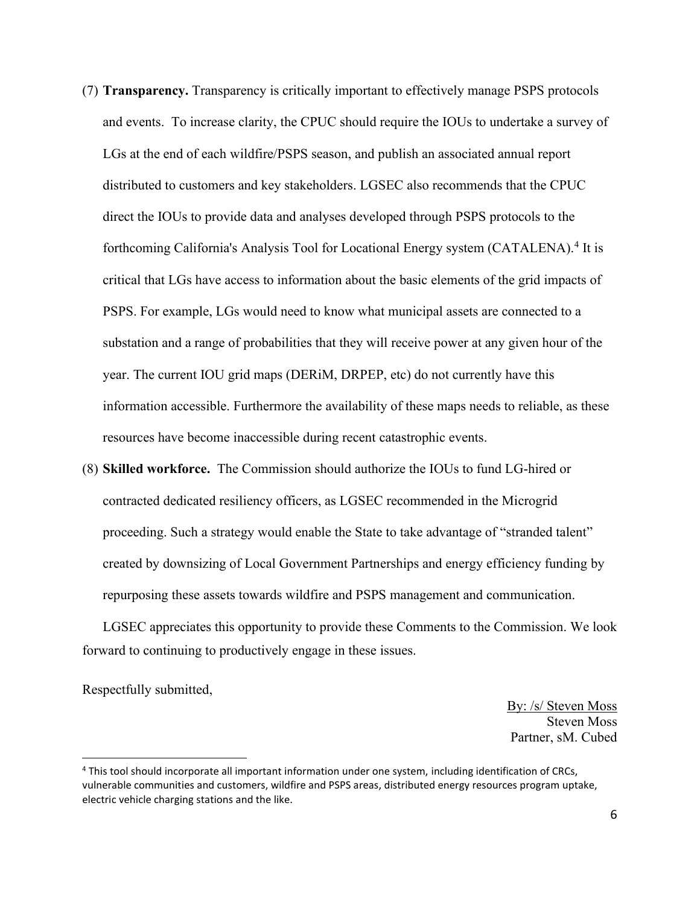(7) **Transparency.** Transparency is critically important to effectively manage PSPS protocols and events. To increase clarity, the CPUC should require the IOUs to undertake a survey of LGs at the end of each wildfire/PSPS season, and publish an associated annual report distributed to customers and key stakeholders. LGSEC also recommends that the CPUC direct the IOUs to provide data and analyses developed through PSPS protocols to the forthcoming California's Analysis Tool for Locational Energy system (CATALENA).[4] It is critical that LGs have access to information about the basic elements of the grid impacts of PSPS. For example, LGs would need to know what municipal assets are connected to a substation and a range of probabilities that they will receive power at any given hour of the year. The current IOU grid maps (DERiM, DRPEP, etc) do not currently have this information accessible. Furthermore the availability of these maps needs to reliable, as these resources have become inaccessible during recent catastrophic events.

(8) **Skilled workforce.** The Commission should authorize the IOUs to fund LG-hired or contracted dedicated resiliency officers, as LGSEC recommended in the Microgrid proceeding. Such a strategy would enable the State to take advantage of "stranded talent" created by downsizing of Local Government Partnerships and energy efficiency funding by repurposing these assets towards wildfire and PSPS management and communication.

LGSEC appreciates this opportunity to provide these Comments to the Commission. We look forward to continuing to productively engage in these issues.

Respectfully submitted,

By: /s/ Steven Moss
Steven Moss
Partner, sM. Cubed

[4] This tool should incorporate all important information under one system, including identification of CRCs, vulnerable communities and customers, wildfire and PSPS areas, distributed energy resources program uptake, electric vehicle charging stations and the like.